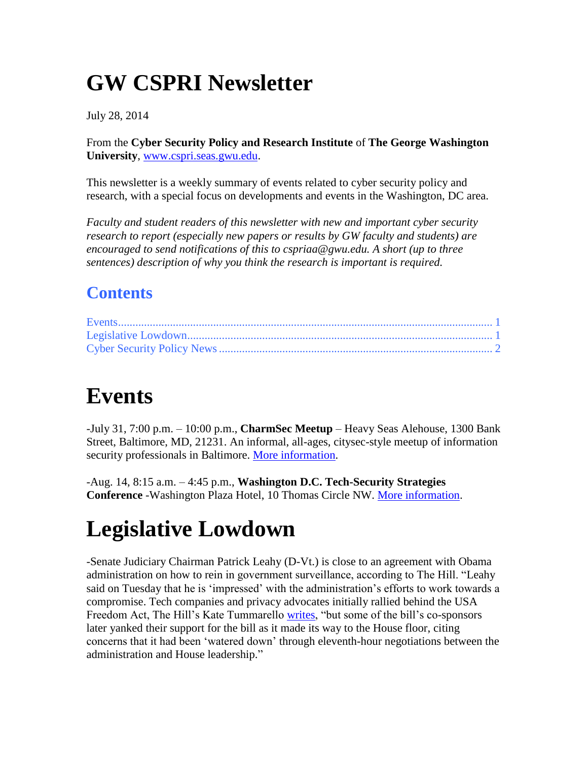# GW CSPRI Newsletter

July 28, 2014

From the **Cyber Security Policy and Research Institute** of **The George Washington University**, www.cspri.seas.gwu.edu.

This newsletter is a weekly summary of events related to cyber security policy and research, with a special focus on developments and events in the Washington, DC area.

*Faculty and student readers of this newsletter with new and important cyber security research to report (especially new papers or results by GW faculty and students) are encouraged to send notifications of this to cspriaa@gwu.edu. A short (up to three sentences) description of why you think the research is important is required.*

## Contents

Events........................................................................................................................ 1
Legislative Lowdown................................................................................................. 1
Cyber Security Policy News ...................................................................................... 2

# Events

-July 31, 7:00 p.m. – 10:00 p.m., **CharmSec Meetup** – Heavy Seas Alehouse, 1300 Bank Street, Baltimore, MD, 21231. An informal, all-ages, citysec-style meetup of information security professionals in Baltimore. More information.

-Aug. 14, 8:15 a.m. – 4:45 p.m., **Washington D.C. Tech-Security Strategies Conference** -Washington Plaza Hotel, 10 Thomas Circle NW. More information.

# Legislative Lowdown

-Senate Judiciary Chairman Patrick Leahy (D-Vt.) is close to an agreement with Obama administration on how to rein in government surveillance, according to The Hill. "Leahy said on Tuesday that he is 'impressed' with the administration's efforts to work towards a compromise. Tech companies and privacy advocates initially rallied behind the USA Freedom Act, The Hill's Kate Tummarello writes, "but some of the bill's co-sponsors later yanked their support for the bill as it made its way to the House floor, citing concerns that it had been 'watered down' through eleventh-hour negotiations between the administration and House leadership."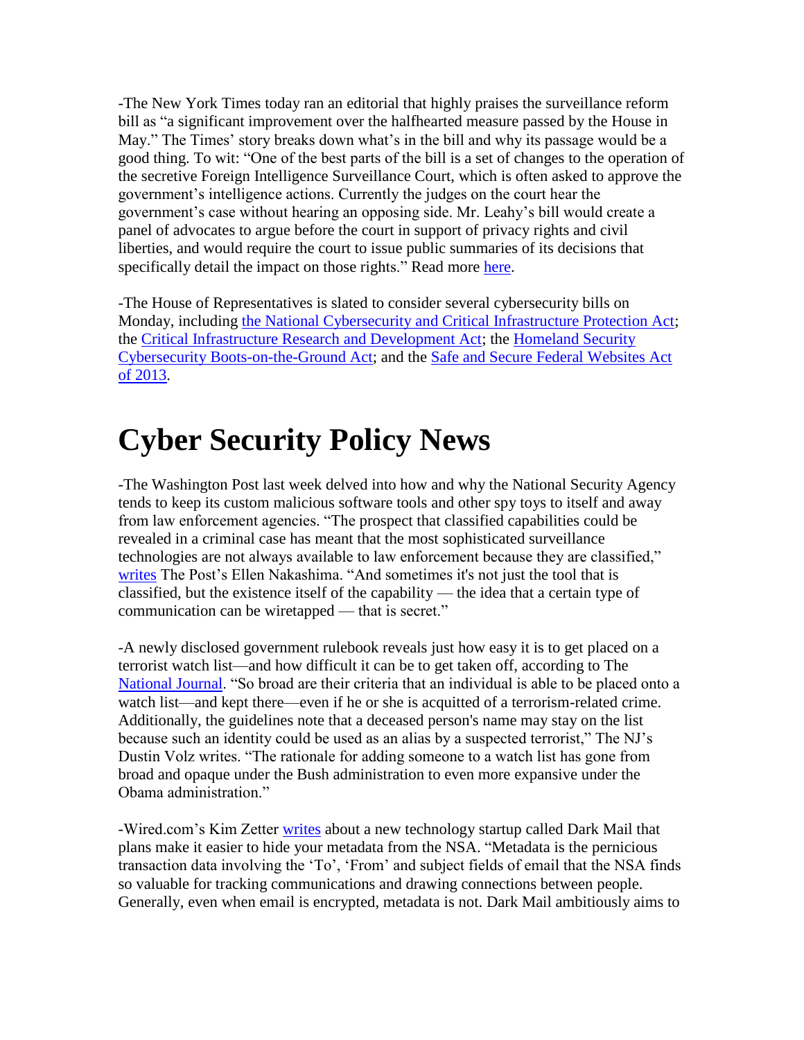-The New York Times today ran an editorial that highly praises the surveillance reform bill as "a significant improvement over the halfhearted measure passed by the House in May." The Times' story breaks down what's in the bill and why its passage would be a good thing. To wit: "One of the best parts of the bill is a set of changes to the operation of the secretive Foreign Intelligence Surveillance Court, which is often asked to approve the government's intelligence actions. Currently the judges on the court hear the government's case without hearing an opposing side. Mr. Leahy's bill would create a panel of advocates to argue before the court in support of privacy rights and civil liberties, and would require the court to issue public summaries of its decisions that specifically detail the impact on those rights." Read more here.

-The House of Representatives is slated to consider several cybersecurity bills on Monday, including the National Cybersecurity and Critical Infrastructure Protection Act; the Critical Infrastructure Research and Development Act; the Homeland Security Cybersecurity Boots-on-the-Ground Act; and the Safe and Secure Federal Websites Act of 2013.

# Cyber Security Policy News

-The Washington Post last week delved into how and why the National Security Agency tends to keep its custom malicious software tools and other spy toys to itself and away from law enforcement agencies. "The prospect that classified capabilities could be revealed in a criminal case has meant that the most sophisticated surveillance technologies are not always available to law enforcement because they are classified," writes The Post's Ellen Nakashima. "And sometimes it's not just the tool that is classified, but the existence itself of the capability — the idea that a certain type of communication can be wiretapped — that is secret."

-A newly disclosed government rulebook reveals just how easy it is to get placed on a terrorist watch list—and how difficult it can be to get taken off, according to The National Journal. "So broad are their criteria that an individual is able to be placed onto a watch list—and kept there—even if he or she is acquitted of a terrorism-related crime. Additionally, the guidelines note that a deceased person's name may stay on the list because such an identity could be used as an alias by a suspected terrorist," The NJ's Dustin Volz writes. "The rationale for adding someone to a watch list has gone from broad and opaque under the Bush administration to even more expansive under the Obama administration."

-Wired.com's Kim Zetter writes about a new technology startup called Dark Mail that plans make it easier to hide your metadata from the NSA. "Metadata is the pernicious transaction data involving the 'To', 'From' and subject fields of email that the NSA finds so valuable for tracking communications and drawing connections between people. Generally, even when email is encrypted, metadata is not. Dark Mail ambitiously aims to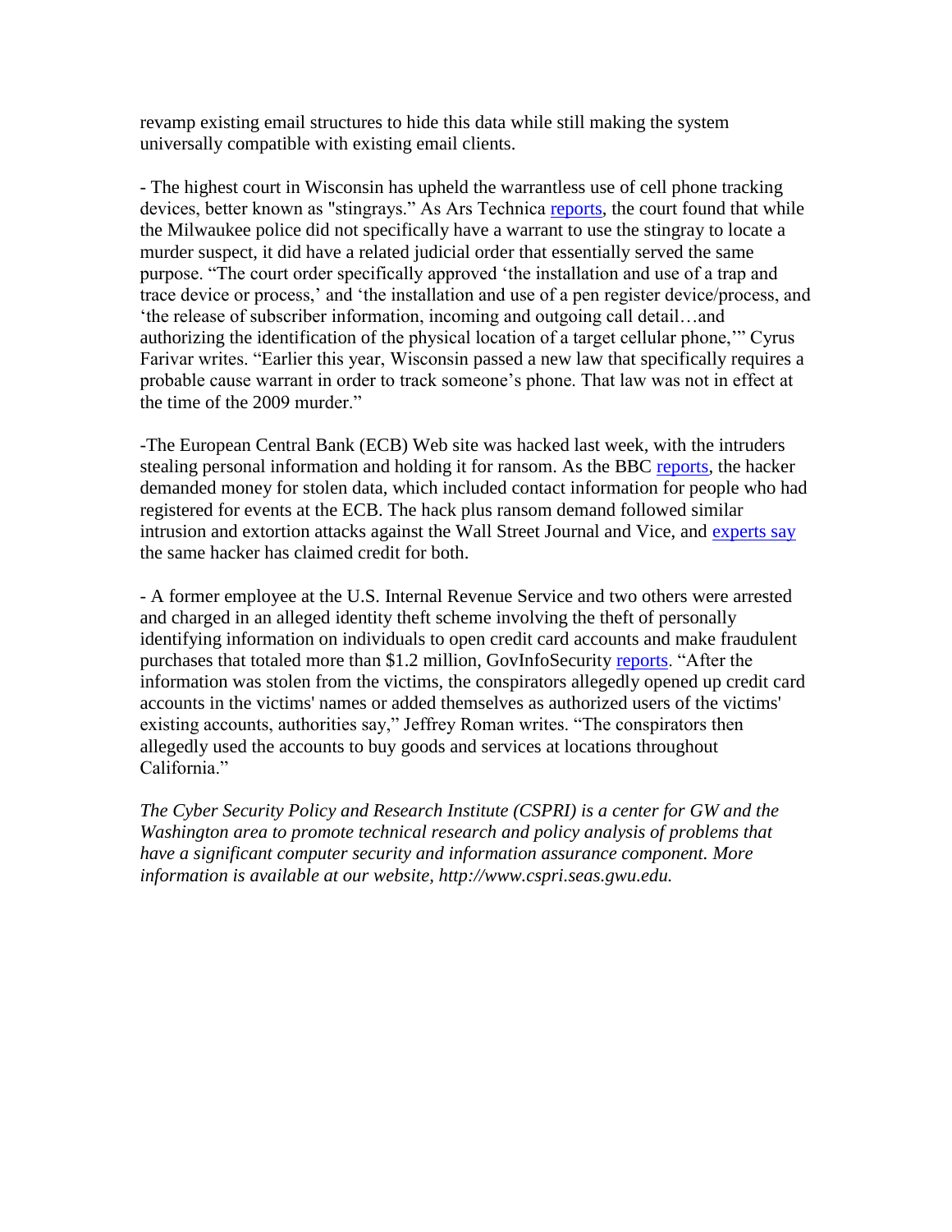revamp existing email structures to hide this data while still making the system universally compatible with existing email clients.

- The highest court in Wisconsin has upheld the warrantless use of cell phone tracking devices, better known as "stingrays." As Ars Technica reports, the court found that while the Milwaukee police did not specifically have a warrant to use the stingray to locate a murder suspect, it did have a related judicial order that essentially served the same purpose. "The court order specifically approved 'the installation and use of a trap and trace device or process,' and 'the installation and use of a pen register device/process, and 'the release of subscriber information, incoming and outgoing call detail…and authorizing the identification of the physical location of a target cellular phone,'" Cyrus Farivar writes. "Earlier this year, Wisconsin passed a new law that specifically requires a probable cause warrant in order to track someone's phone. That law was not in effect at the time of the 2009 murder."

-The European Central Bank (ECB) Web site was hacked last week, with the intruders stealing personal information and holding it for ransom. As the BBC reports, the hacker demanded money for stolen data, which included contact information for people who had registered for events at the ECB. The hack plus ransom demand followed similar intrusion and extortion attacks against the Wall Street Journal and Vice, and experts say the same hacker has claimed credit for both.

- A former employee at the U.S. Internal Revenue Service and two others were arrested and charged in an alleged identity theft scheme involving the theft of personally identifying information on individuals to open credit card accounts and make fraudulent purchases that totaled more than $1.2 million, GovInfoSecurity reports. "After the information was stolen from the victims, the conspirators allegedly opened up credit card accounts in the victims' names or added themselves as authorized users of the victims' existing accounts, authorities say," Jeffrey Roman writes. "The conspirators then allegedly used the accounts to buy goods and services at locations throughout California."

*The Cyber Security Policy and Research Institute (CSPRI) is a center for GW and the Washington area to promote technical research and policy analysis of problems that have a significant computer security and information assurance component. More information is available at our website, http://www.cspri.seas.gwu.edu.*